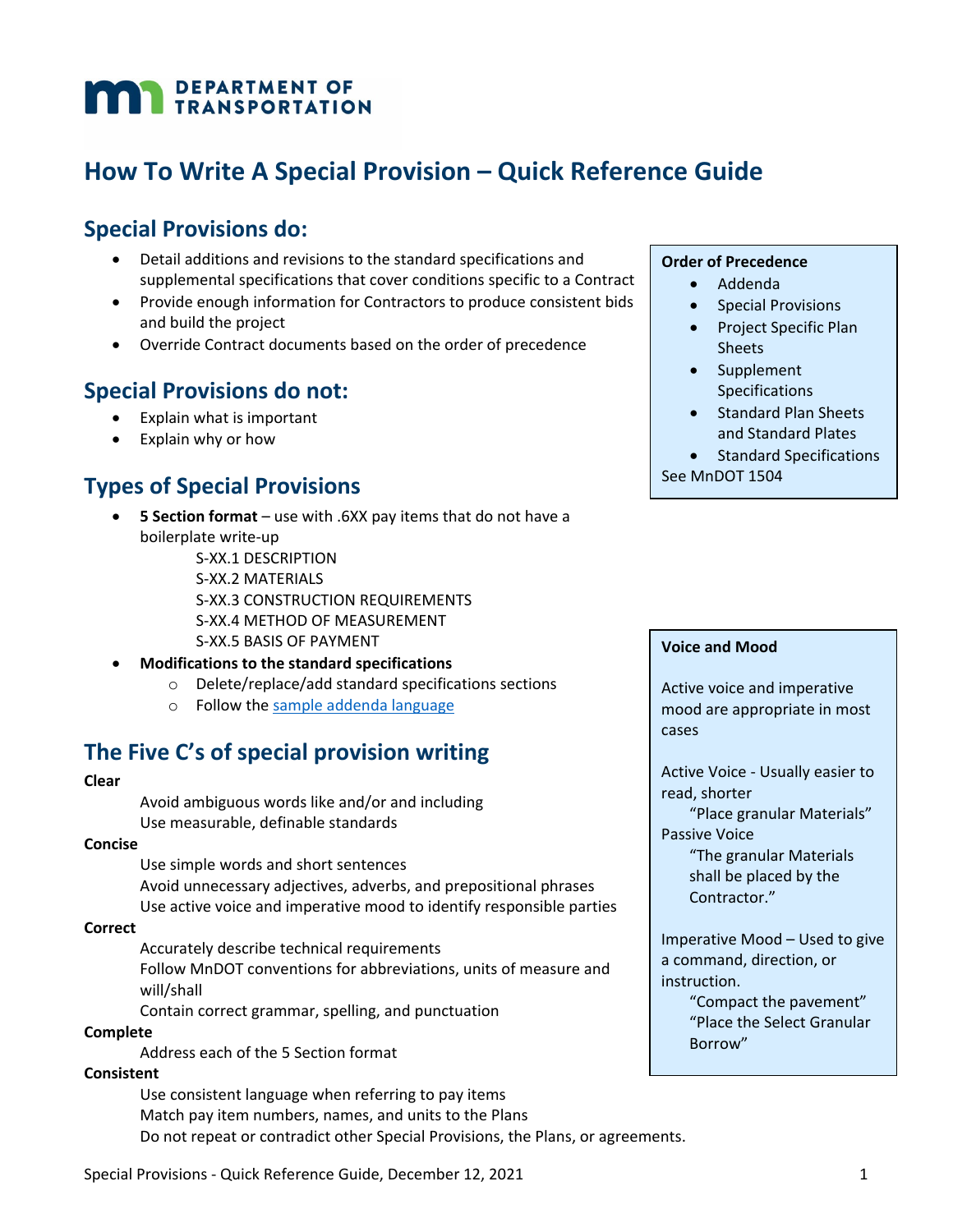MN DEPARTMENT OF TRANSPORTATION

# How To Write A Special Provision – Quick Reference Guide

## Special Provisions do:

- Detail additions and revisions to the standard specifications and supplemental specifications that cover conditions specific to a Contract
- Provide enough information for Contractors to produce consistent bids and build the project
- Override Contract documents based on the order of precedence

## Special Provisions do not:

- Explain what is important
- Explain why or how

**Order of Precedence**

- Addenda
- Special Provisions
- Project Specific Plan Sheets
- Supplement Specifications
- Standard Plan Sheets and Standard Plates
- Standard Specifications

See MnDOT 1504

## Types of Special Provisions

- **5 Section format** – use with .6XX pay items that do not have a boilerplate write-up
  - S-XX.1 DESCRIPTION
  - S-XX.2 MATERIALS
  - S-XX.3 CONSTRUCTION REQUIREMENTS
  - S-XX.4 METHOD OF MEASUREMENT
  - S-XX.5 BASIS OF PAYMENT
- **Modifications to the standard specifications**
  - Delete/replace/add standard specifications sections
  - Follow the sample addenda language

## The Five C's of special provision writing

**Clear**

Avoid ambiguous words like and/or and including
Use measurable, definable standards

**Concise**

Use simple words and short sentences
Avoid unnecessary adjectives, adverbs, and prepositional phrases
Use active voice and imperative mood to identify responsible parties

**Correct**

Accurately describe technical requirements
Follow MnDOT conventions for abbreviations, units of measure and will/shall
Contain correct grammar, spelling, and punctuation

**Complete**

Address each of the 5 Section format

**Consistent**

Use consistent language when referring to pay items
Match pay item numbers, names, and units to the Plans
Do not repeat or contradict other Special Provisions, the Plans, or agreements.

**Voice and Mood**

Active voice and imperative mood are appropriate in most cases

Active Voice - Usually easier to read, shorter

"Place granular Materials"

Passive Voice

"The granular Materials shall be placed by the Contractor."

Imperative Mood – Used to give a command, direction, or instruction.

"Compact the pavement"
"Place the Select Granular Borrow"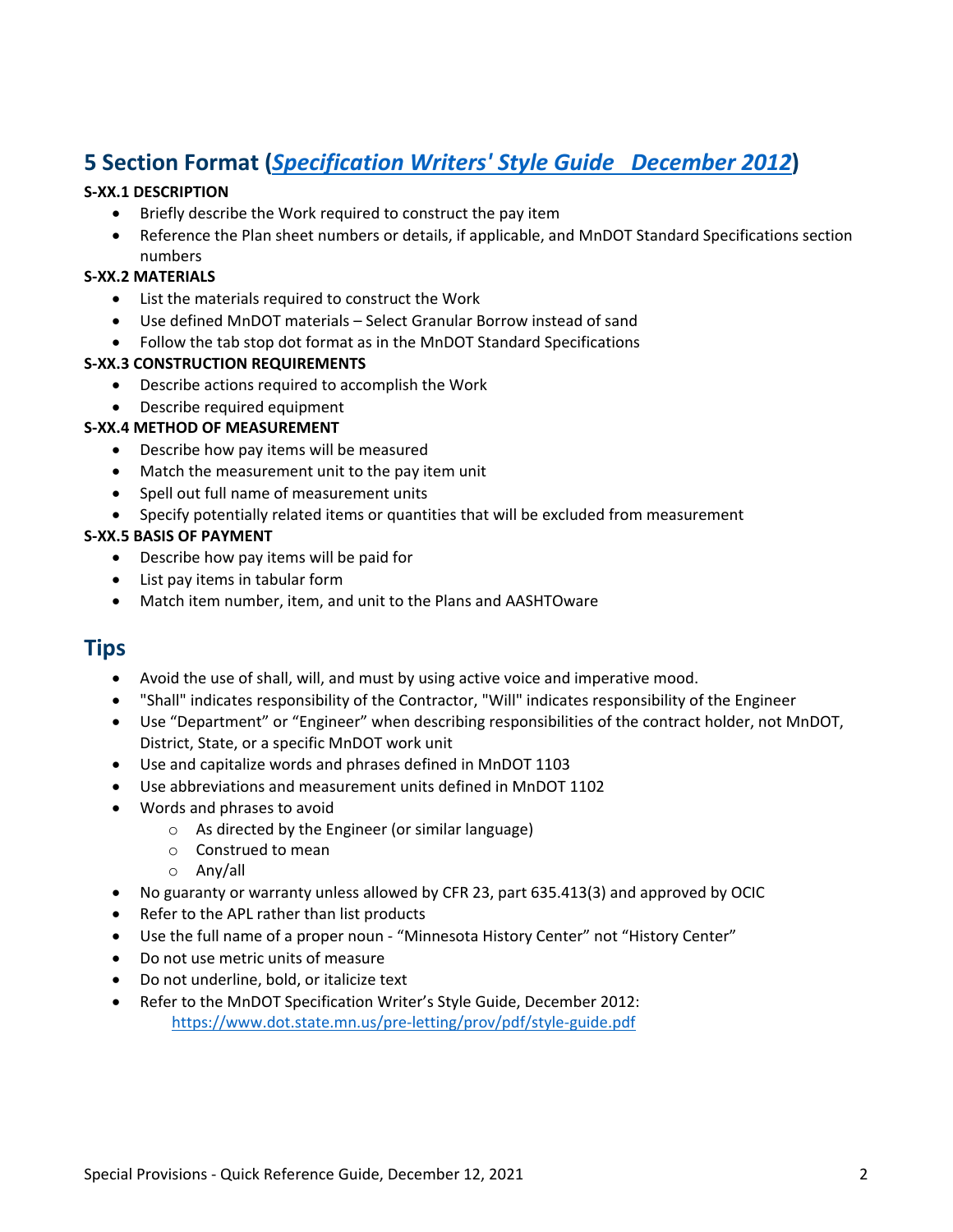## 5 Section Format (*Specification Writers' Style Guide   December 2012*)

**S-XX.1 DESCRIPTION**

- Briefly describe the Work required to construct the pay item
- Reference the Plan sheet numbers or details, if applicable, and MnDOT Standard Specifications section numbers

**S-XX.2 MATERIALS**

- List the materials required to construct the Work
- Use defined MnDOT materials – Select Granular Borrow instead of sand
- Follow the tab stop dot format as in the MnDOT Standard Specifications

**S-XX.3 CONSTRUCTION REQUIREMENTS**

- Describe actions required to accomplish the Work
- Describe required equipment

**S-XX.4 METHOD OF MEASUREMENT**

- Describe how pay items will be measured
- Match the measurement unit to the pay item unit
- Spell out full name of measurement units
- Specify potentially related items or quantities that will be excluded from measurement

**S-XX.5 BASIS OF PAYMENT**

- Describe how pay items will be paid for
- List pay items in tabular form
- Match item number, item, and unit to the Plans and AASHTOware

## Tips

- Avoid the use of shall, will, and must by using active voice and imperative mood.
- "Shall" indicates responsibility of the Contractor, "Will" indicates responsibility of the Engineer
- Use “Department” or “Engineer” when describing responsibilities of the contract holder, not MnDOT, District, State, or a specific MnDOT work unit
- Use and capitalize words and phrases defined in MnDOT 1103
- Use abbreviations and measurement units defined in MnDOT 1102
- Words and phrases to avoid
    - As directed by the Engineer (or similar language)
    - Construed to mean
    - Any/all
- No guaranty or warranty unless allowed by CFR 23, part 635.413(3) and approved by OCIC
- Refer to the APL rather than list products
- Use the full name of a proper noun - “Minnesota History Center” not “History Center”
- Do not use metric units of measure
- Do not underline, bold, or italicize text
- Refer to the MnDOT Specification Writer’s Style Guide, December 2012:
  https://www.dot.state.mn.us/pre-letting/prov/pdf/style-guide.pdf